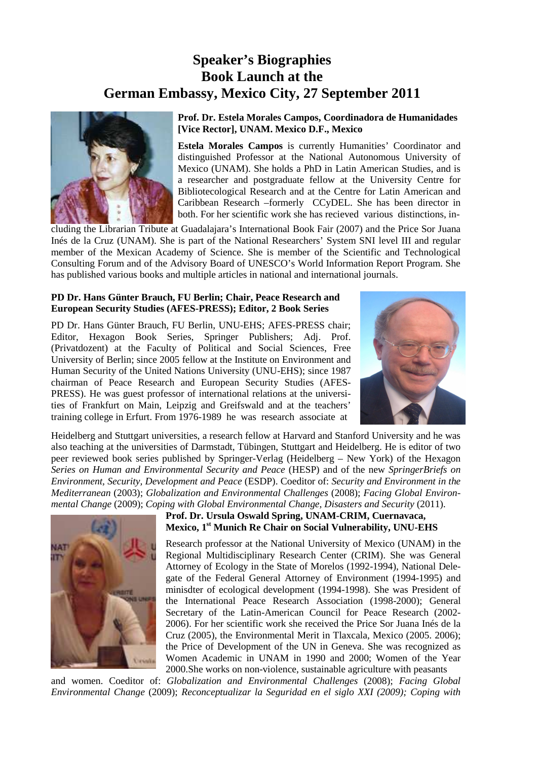# Speaker's Biographies
# Book Launch at the
# German Embassy, Mexico City, 27 September 2011

**Prof. Dr. Estela Morales Campos, Coordinadora de Humanidades [Vice Rector], UNAM. Mexico D.F., Mexico**

**Estela Morales Campos** is currently Humanities' Coordinator and distinguished Professor at the National Autonomous University of Mexico (UNAM). She holds a PhD in Latin American Studies, and is a researcher and postgraduate fellow at the University Centre for Bibliotecological Research and at the Centre for Latin American and Caribbean Research –formerly CCyDEL. She has been director in both. For her scientific work she has recieved various distinctions, including the Librarian Tribute at Guadalajara's International Book Fair (2007) and the Price Sor Juana Inés de la Cruz (UNAM). She is part of the National Researchers' System SNI level III and regular member of the Mexican Academy of Science. She is member of the Scientific and Technological Consulting Forum and of the Advisory Board of UNESCO's World Information Report Program. She has published various books and multiple articles in national and international journals.

**PD Dr. Hans Günter Brauch, FU Berlin; Chair, Peace Research and European Security Studies (AFES-PRESS); Editor, 2 Book Series**

PD Dr. Hans Günter Brauch, FU Berlin, UNU-EHS; AFES-PRESS chair; Editor, Hexagon Book Series, Springer Publishers; Adj. Prof. (Privatdozent) at the Faculty of Political and Social Sciences, Free University of Berlin; since 2005 fellow at the Institute on Environment and Human Security of the United Nations University (UNU-EHS); since 1987 chairman of Peace Research and European Security Studies (AFES-PRESS). He was guest professor of international relations at the universities of Frankfurt on Main, Leipzig and Greifswald and at the teachers' training college in Erfurt. From 1976-1989 he was research associate at Heidelberg and Stuttgart universities, a research fellow at Harvard and Stanford University and he was also teaching at the universities of Darmstadt, Tübingen, Stuttgart and Heidelberg. He is editor of two peer reviewed book series published by Springer-Verlag (Heidelberg – New York) of the Hexagon *Series on Human and Environmental Security and Peace* (HESP) and of the new *SpringerBriefs on Environment, Security, Development and Peace* (ESDP). Coeditor of: *Security and Environment in the Mediterranean* (2003); *Globalization and Environmental Challenges* (2008); *Facing Global Environmental Change* (2009); *Coping with Global Environmental Change, Disasters and Security* (2011).

**Prof. Dr. Ursula Oswald Spring, UNAM-CRIM, Cuernavaca, Mexico, 1st Munich Re Chair on Social Vulnerability, UNU-EHS**

Research professor at the National University of Mexico (UNAM) in the Regional Multidisciplinary Research Center (CRIM). She was General Attorney of Ecology in the State of Morelos (1992-1994), National Delegate of the Federal General Attorney of Environment (1994-1995) and minisdter of ecological development (1994-1998). She was President of the International Peace Research Association (1998-2000); General Secretary of the Latin-American Council for Peace Research (2002-2006). For her scientific work she received the Price Sor Juana Inés de la Cruz (2005), the Environmental Merit in Tlaxcala, Mexico (2005. 2006); the Price of Development of the UN in Geneva. She was recognized as Women Academic in UNAM in 1990 and 2000; Women of the Year 2000.She works on non-violence, sustainable agriculture with peasants and women. Coeditor of: *Globalization and Environmental Challenges* (2008); *Facing Global Environmental Change* (2009); *Reconceptualizar la Seguridad en el siglo XXI (2009); Coping with*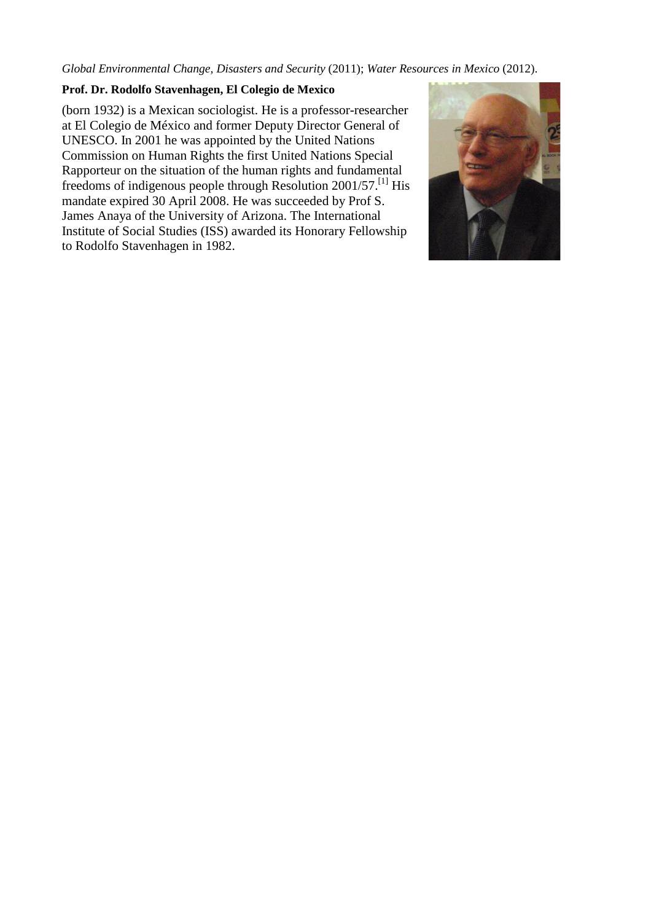*Global Environmental Change, Disasters and Security* (2011); *Water Resources in Mexico* (2012).

**Prof. Dr. Rodolfo Stavenhagen, El Colegio de Mexico**

(born 1932) is a Mexican sociologist. He is a professor-researcher at El Colegio de México and former Deputy Director General of UNESCO. In 2001 he was appointed by the United Nations Commission on Human Rights the first United Nations Special Rapporteur on the situation of the human rights and fundamental freedoms of indigenous people through Resolution 2001/57.[1] His mandate expired 30 April 2008. He was succeeded by Prof S. James Anaya of the University of Arizona. The International Institute of Social Studies (ISS) awarded its Honorary Fellowship to Rodolfo Stavenhagen in 1982.